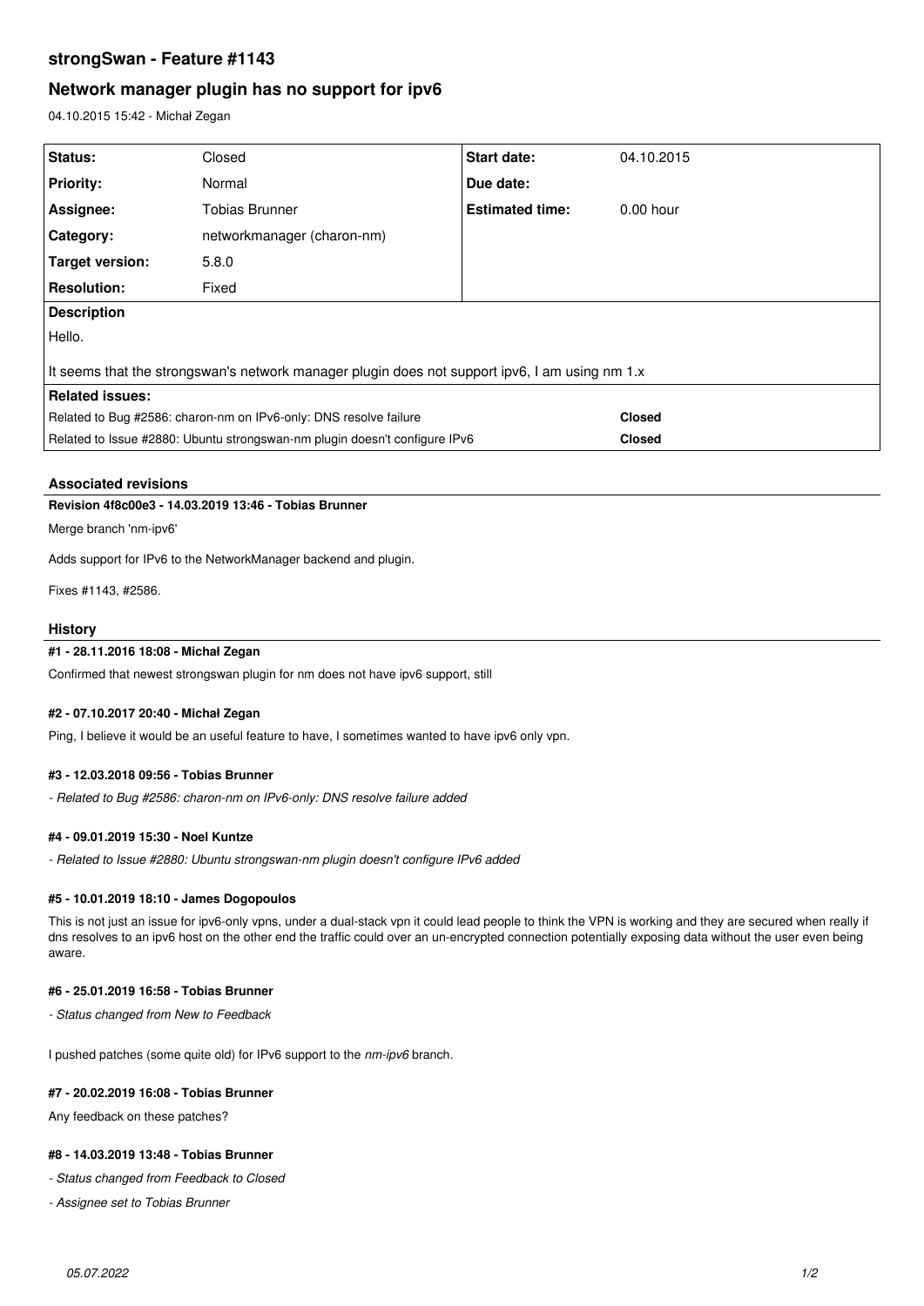# strongSwan - Feature #1143

## Network manager plugin has no support for ipv6

04.10.2015 15:42 - Michał Zegan

| Status: | Closed | Start date: | 04.10.2015 |
|---|---|---|---|
| Priority: | Normal | Due date: | |
| Assignee: | Tobias Brunner | Estimated time: | 0.00 hour |
| Category: | networkmanager (charon-nm) | | |
| Target version: | 5.8.0 | | |
| Resolution: | Fixed | | |

**Description**

Hello.

It seems that the strongswan's network manager plugin does not support ipv6, I am using nm 1.x

**Related issues:**

| | |
|---|---|
| Related to Bug #2586: charon-nm on IPv6-only: DNS resolve failure | **Closed** |
| Related to Issue #2880: Ubuntu strongswan-nm plugin doesn't configure IPv6 | **Closed** |

### Associated revisions

**Revision 4f8c00e3 - 14.03.2019 13:46 - Tobias Brunner**

Merge branch 'nm-ipv6'

Adds support for IPv6 to the NetworkManager backend and plugin.

Fixes #1143, #2586.

### History

**#1 - 28.11.2016 18:08 - Michał Zegan**

Confirmed that newest strongswan plugin for nm does not have ipv6 support, still

**#2 - 07.10.2017 20:40 - Michał Zegan**

Ping, I believe it would be an useful feature to have, I sometimes wanted to have ipv6 only vpn.

**#3 - 12.03.2018 09:56 - Tobias Brunner**

*- Related to Bug #2586: charon-nm on IPv6-only: DNS resolve failure added*

**#4 - 09.01.2019 15:30 - Noel Kuntze**

*- Related to Issue #2880: Ubuntu strongswan-nm plugin doesn't configure IPv6 added*

**#5 - 10.01.2019 18:10 - James Dogopoulos**

This is not just an issue for ipv6-only vpns, under a dual-stack vpn it could lead people to think the VPN is working and they are secured when really if dns resolves to an ipv6 host on the other end the traffic could over an un-encrypted connection potentially exposing data without the user even being aware.

**#6 - 25.01.2019 16:58 - Tobias Brunner**

*- Status changed from New to Feedback*

I pushed patches (some quite old) for IPv6 support to the *nm-ipv6* branch.

**#7 - 20.02.2019 16:08 - Tobias Brunner**

Any feedback on these patches?

**#8 - 14.03.2019 13:48 - Tobias Brunner**

*- Status changed from Feedback to Closed*

*- Assignee set to Tobias Brunner*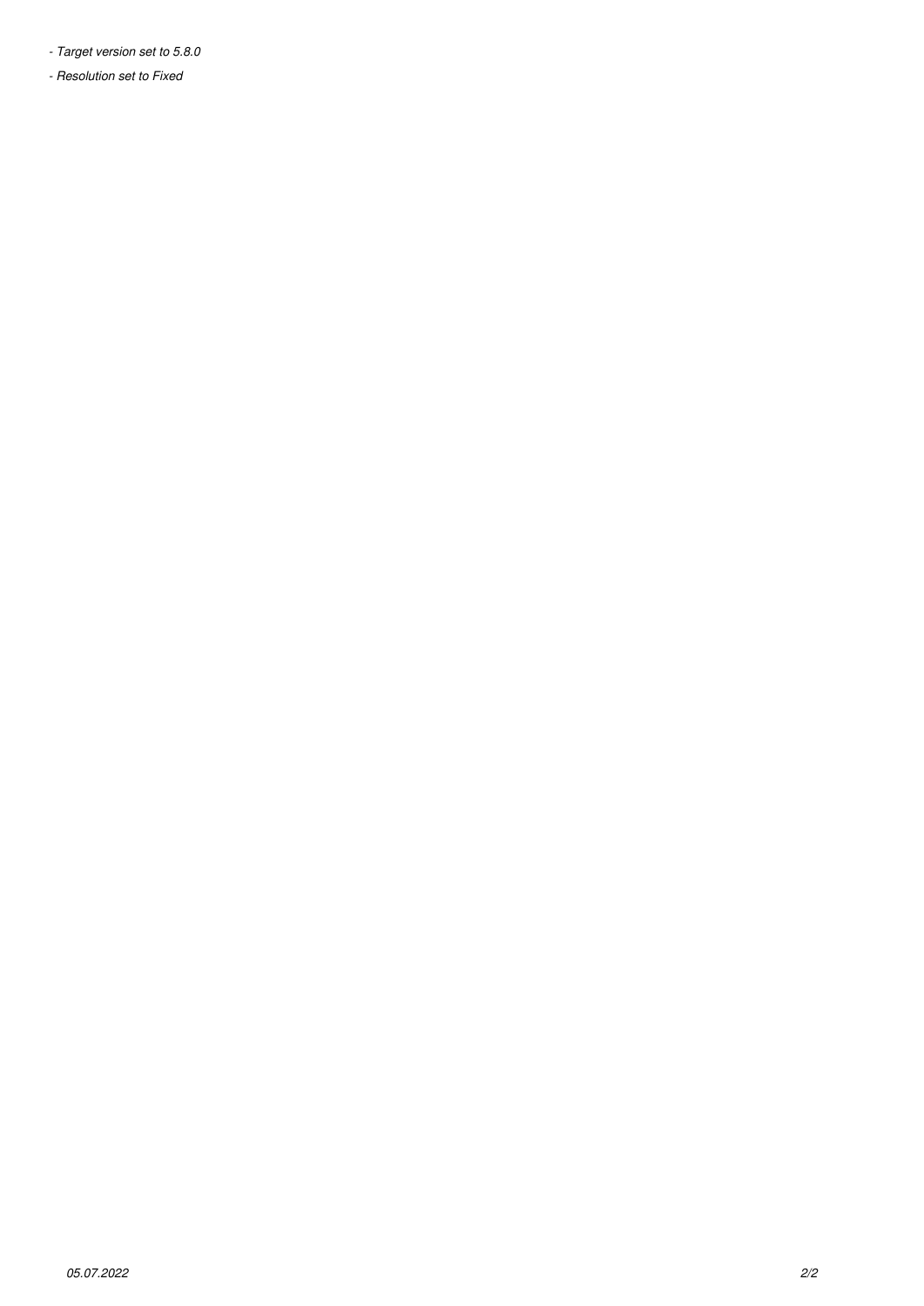*- Target version set to 5.8.0*

*- Resolution set to Fixed*